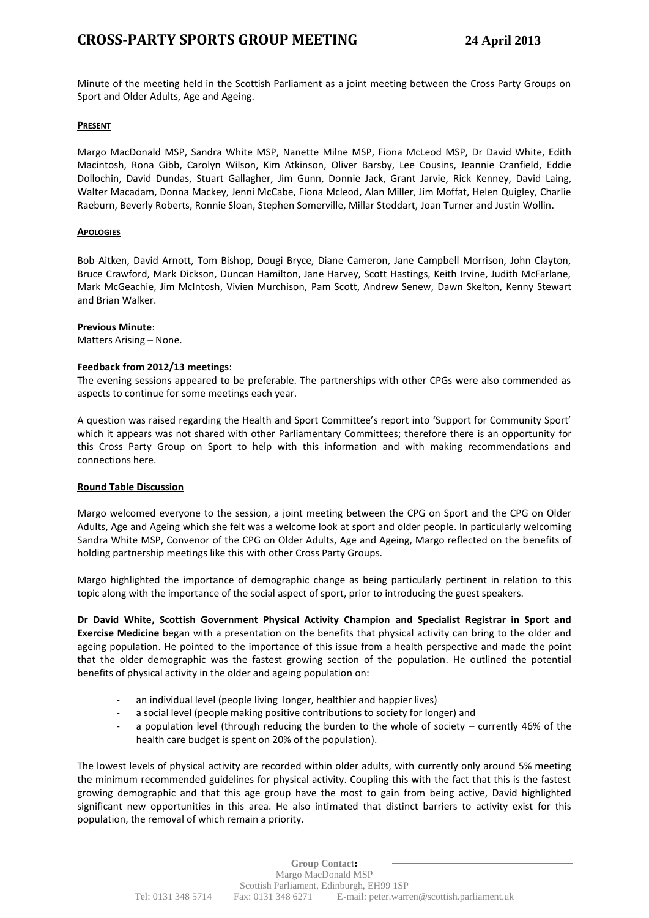# CROSS-PARTY SPORTS GROUP MEETING 24 April 2013

Minute of the meeting held in the Scottish Parliament as a joint meeting between the Cross Party Groups on Sport and Older Adults, Age and Ageing.

**PRESENT**

Margo MacDonald MSP, Sandra White MSP, Nanette Milne MSP, Fiona McLeod MSP, Dr David White, Edith Macintosh, Rona Gibb, Carolyn Wilson, Kim Atkinson, Oliver Barsby, Lee Cousins, Jeannie Cranfield, Eddie Dollochin, David Dundas, Stuart Gallagher, Jim Gunn, Donnie Jack, Grant Jarvie, Rick Kenney, David Laing, Walter Macadam, Donna Mackey, Jenni McCabe, Fiona Mcleod, Alan Miller, Jim Moffat, Helen Quigley, Charlie Raeburn, Beverly Roberts, Ronnie Sloan, Stephen Somerville, Millar Stoddart, Joan Turner and Justin Wollin.

**APOLOGIES**

Bob Aitken, David Arnott, Tom Bishop, Dougi Bryce, Diane Cameron, Jane Campbell Morrison, John Clayton, Bruce Crawford, Mark Dickson, Duncan Hamilton, Jane Harvey, Scott Hastings, Keith Irvine, Judith McFarlane, Mark McGeachie, Jim McIntosh, Vivien Murchison, Pam Scott, Andrew Senew, Dawn Skelton, Kenny Stewart and Brian Walker.

**Previous Minute**:
Matters Arising – None.

**Feedback from 2012/13 meetings**:
The evening sessions appeared to be preferable. The partnerships with other CPGs were also commended as aspects to continue for some meetings each year.

A question was raised regarding the Health and Sport Committee's report into 'Support for Community Sport' which it appears was not shared with other Parliamentary Committees; therefore there is an opportunity for this Cross Party Group on Sport to help with this information and with making recommendations and connections here.

**Round Table Discussion**

Margo welcomed everyone to the session, a joint meeting between the CPG on Sport and the CPG on Older Adults, Age and Ageing which she felt was a welcome look at sport and older people. In particularly welcoming Sandra White MSP, Convenor of the CPG on Older Adults, Age and Ageing, Margo reflected on the benefits of holding partnership meetings like this with other Cross Party Groups.

Margo highlighted the importance of demographic change as being particularly pertinent in relation to this topic along with the importance of the social aspect of sport, prior to introducing the guest speakers.

**Dr David White, Scottish Government Physical Activity Champion and Specialist Registrar in Sport and Exercise Medicine** began with a presentation on the benefits that physical activity can bring to the older and ageing population. He pointed to the importance of this issue from a health perspective and made the point that the older demographic was the fastest growing section of the population. He outlined the potential benefits of physical activity in the older and ageing population on:

- an individual level (people living longer, healthier and happier lives)
- a social level (people making positive contributions to society for longer) and
- a population level (through reducing the burden to the whole of society – currently 46% of the health care budget is spent on 20% of the population).

The lowest levels of physical activity are recorded within older adults, with currently only around 5% meeting the minimum recommended guidelines for physical activity. Coupling this with the fact that this is the fastest growing demographic and that this age group have the most to gain from being active, David highlighted significant new opportunities in this area. He also intimated that distinct barriers to activity exist for this population, the removal of which remain a priority.

**Group Contact:**
Margo MacDonald MSP
Scottish Parliament, Edinburgh, EH99 1SP
Tel: 0131 348 5714 Fax: 0131 348 6271 E-mail: peter.warren@scottish.parliament.uk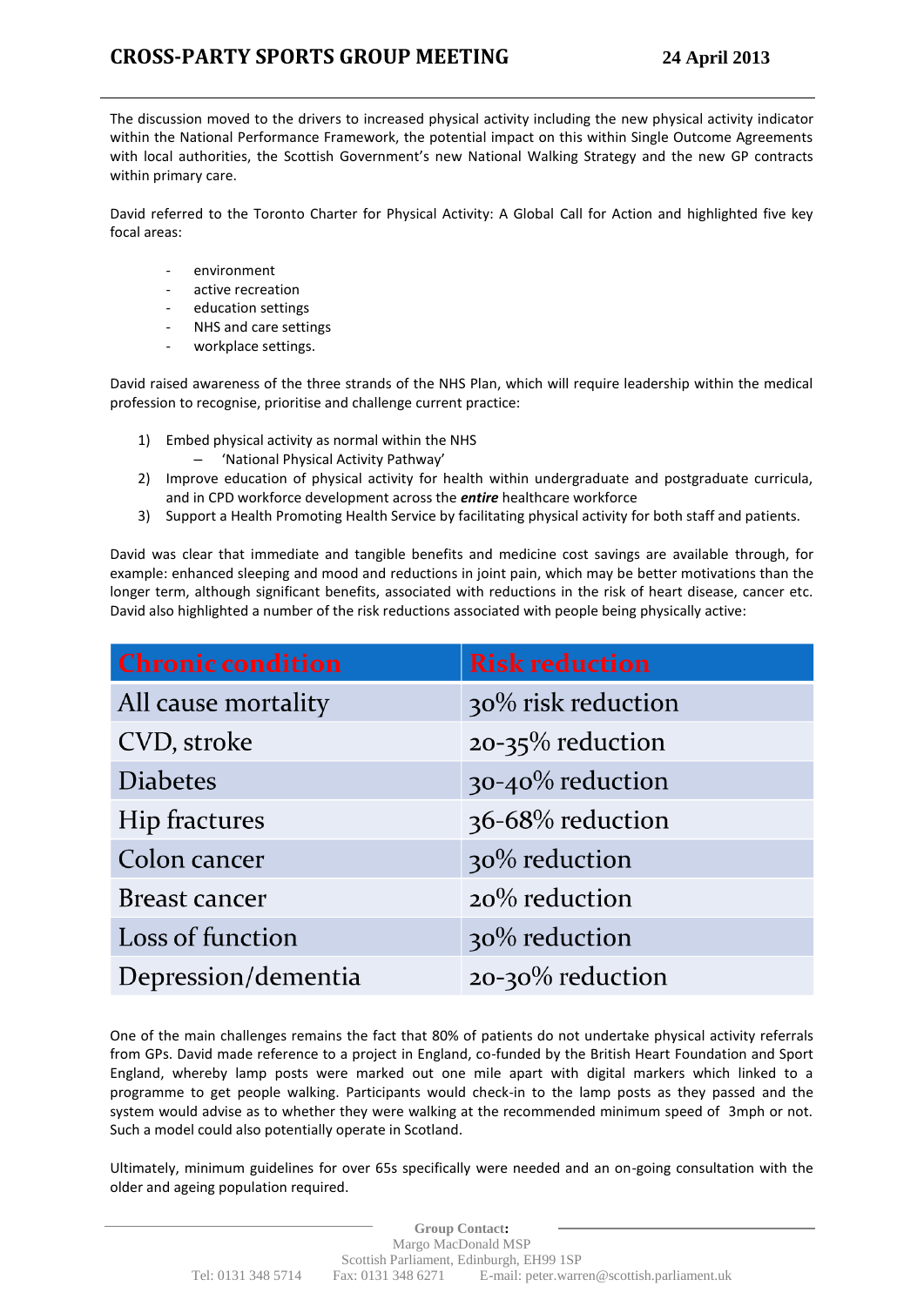The discussion moved to the drivers to increased physical activity including the new physical activity indicator within the National Performance Framework, the potential impact on this within Single Outcome Agreements with local authorities, the Scottish Government's new National Walking Strategy and the new GP contracts within primary care.

David referred to the Toronto Charter for Physical Activity: A Global Call for Action and highlighted five key focal areas:

- environment
- active recreation
- education settings
- NHS and care settings
- workplace settings.

David raised awareness of the three strands of the NHS Plan, which will require leadership within the medical profession to recognise, prioritise and challenge current practice:

1) Embed physical activity as normal within the NHS
   – 'National Physical Activity Pathway'
2) Improve education of physical activity for health within undergraduate and postgraduate curricula, and in CPD workforce development across the ***entire*** healthcare workforce
3) Support a Health Promoting Health Service by facilitating physical activity for both staff and patients.

David was clear that immediate and tangible benefits and medicine cost savings are available through, for example: enhanced sleeping and mood and reductions in joint pain, which may be better motivations than the longer term, although significant benefits, associated with reductions in the risk of heart disease, cancer etc. David also highlighted a number of the risk reductions associated with people being physically active:

| Chronic condition | Risk reduction |
|---|---|
| All cause mortality | 30% risk reduction |
| CVD, stroke | 20-35% reduction |
| Diabetes | 30-40% reduction |
| Hip fractures | 36-68% reduction |
| Colon cancer | 30% reduction |
| Breast cancer | 20% reduction |
| Loss of function | 30% reduction |
| Depression/dementia | 20-30% reduction |

One of the main challenges remains the fact that 80% of patients do not undertake physical activity referrals from GPs. David made reference to a project in England, co-funded by the British Heart Foundation and Sport England, whereby lamp posts were marked out one mile apart with digital markers which linked to a programme to get people walking. Participants would check-in to the lamp posts as they passed and the system would advise as to whether they were walking at the recommended minimum speed of 3mph or not. Such a model could also potentially operate in Scotland.

Ultimately, minimum guidelines for over 65s specifically were needed and an on-going consultation with the older and ageing population required.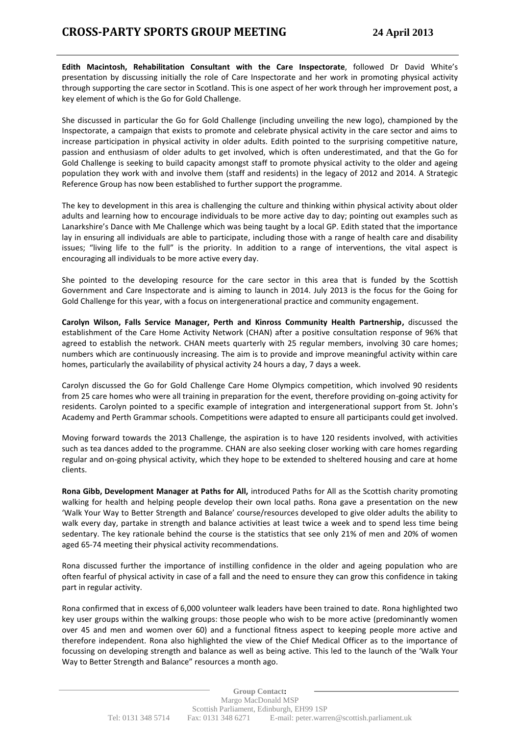**Edith Macintosh, Rehabilitation Consultant with the Care Inspectorate**, followed Dr David White's presentation by discussing initially the role of Care Inspectorate and her work in promoting physical activity through supporting the care sector in Scotland. This is one aspect of her work through her improvement post, a key element of which is the Go for Gold Challenge.

She discussed in particular the Go for Gold Challenge (including unveiling the new logo), championed by the Inspectorate, a campaign that exists to promote and celebrate physical activity in the care sector and aims to increase participation in physical activity in older adults. Edith pointed to the surprising competitive nature, passion and enthusiasm of older adults to get involved, which is often underestimated, and that the Go for Gold Challenge is seeking to build capacity amongst staff to promote physical activity to the older and ageing population they work with and involve them (staff and residents) in the legacy of 2012 and 2014. A Strategic Reference Group has now been established to further support the programme.

The key to development in this area is challenging the culture and thinking within physical activity about older adults and learning how to encourage individuals to be more active day to day; pointing out examples such as Lanarkshire's Dance with Me Challenge which was being taught by a local GP. Edith stated that the importance lay in ensuring all individuals are able to participate, including those with a range of health care and disability issues; "living life to the full" is the priority. In addition to a range of interventions, the vital aspect is encouraging all individuals to be more active every day.

She pointed to the developing resource for the care sector in this area that is funded by the Scottish Government and Care Inspectorate and is aiming to launch in 2014. July 2013 is the focus for the Going for Gold Challenge for this year, with a focus on intergenerational practice and community engagement.

**Carolyn Wilson, Falls Service Manager, Perth and Kinross Community Health Partnership,** discussed the establishment of the Care Home Activity Network (CHAN) after a positive consultation response of 96% that agreed to establish the network. CHAN meets quarterly with 25 regular members, involving 30 care homes; numbers which are continuously increasing. The aim is to provide and improve meaningful activity within care homes, particularly the availability of physical activity 24 hours a day, 7 days a week.

Carolyn discussed the Go for Gold Challenge Care Home Olympics competition, which involved 90 residents from 25 care homes who were all training in preparation for the event, therefore providing on-going activity for residents. Carolyn pointed to a specific example of integration and intergenerational support from St. John's Academy and Perth Grammar schools. Competitions were adapted to ensure all participants could get involved.

Moving forward towards the 2013 Challenge, the aspiration is to have 120 residents involved, with activities such as tea dances added to the programme. CHAN are also seeking closer working with care homes regarding regular and on-going physical activity, which they hope to be extended to sheltered housing and care at home clients.

**Rona Gibb, Development Manager at Paths for All,** introduced Paths for All as the Scottish charity promoting walking for health and helping people develop their own local paths. Rona gave a presentation on the new 'Walk Your Way to Better Strength and Balance' course/resources developed to give older adults the ability to walk every day, partake in strength and balance activities at least twice a week and to spend less time being sedentary. The key rationale behind the course is the statistics that see only 21% of men and 20% of women aged 65-74 meeting their physical activity recommendations.

Rona discussed further the importance of instilling confidence in the older and ageing population who are often fearful of physical activity in case of a fall and the need to ensure they can grow this confidence in taking part in regular activity.

Rona confirmed that in excess of 6,000 volunteer walk leaders have been trained to date. Rona highlighted two key user groups within the walking groups: those people who wish to be more active (predominantly women over 45 and men and women over 60) and a functional fitness aspect to keeping people more active and therefore independent. Rona also highlighted the view of the Chief Medical Officer as to the importance of focussing on developing strength and balance as well as being active. This led to the launch of the 'Walk Your Way to Better Strength and Balance" resources a month ago.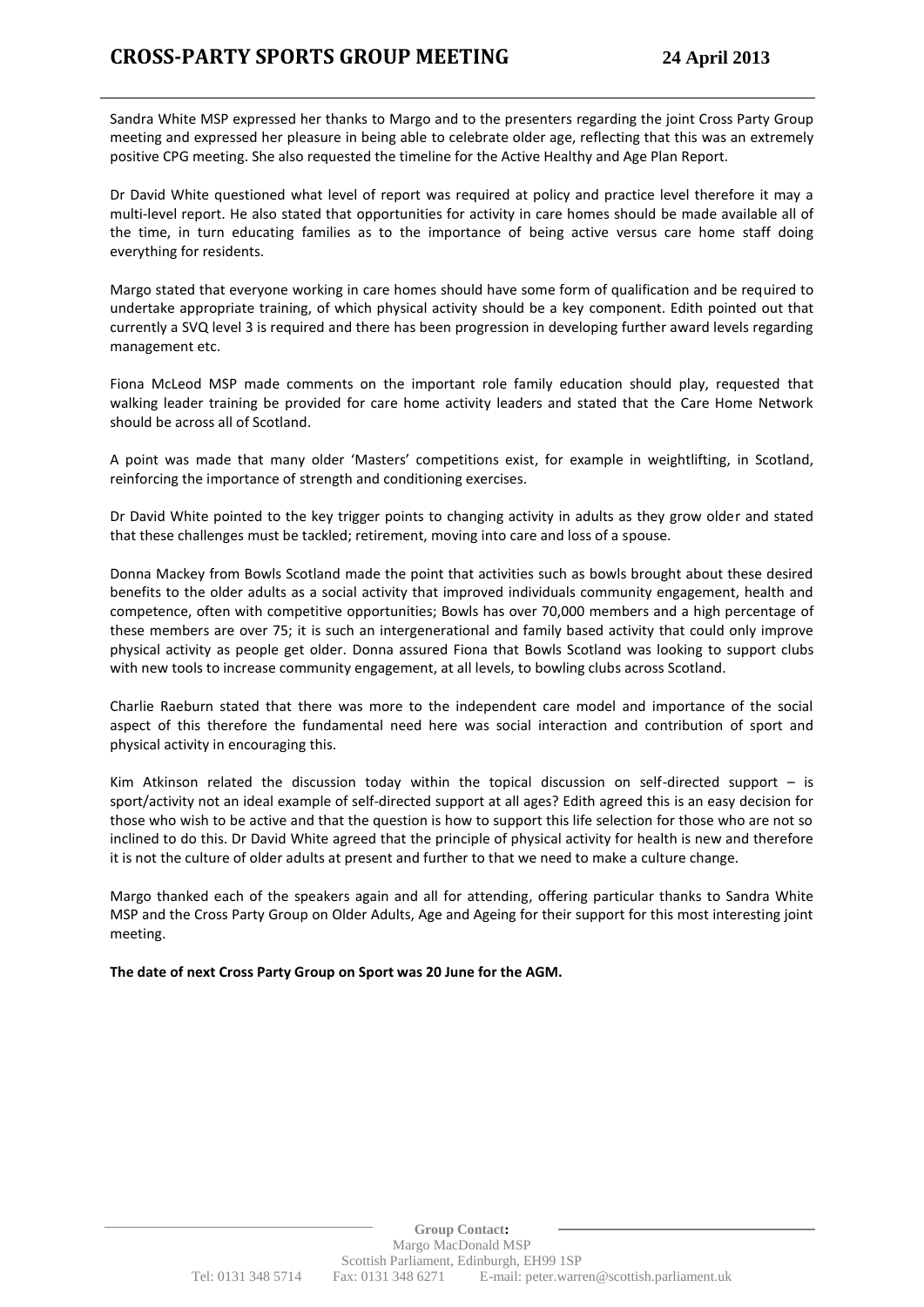Sandra White MSP expressed her thanks to Margo and to the presenters regarding the joint Cross Party Group meeting and expressed her pleasure in being able to celebrate older age, reflecting that this was an extremely positive CPG meeting. She also requested the timeline for the Active Healthy and Age Plan Report.

Dr David White questioned what level of report was required at policy and practice level therefore it may a multi-level report. He also stated that opportunities for activity in care homes should be made available all of the time, in turn educating families as to the importance of being active versus care home staff doing everything for residents.

Margo stated that everyone working in care homes should have some form of qualification and be required to undertake appropriate training, of which physical activity should be a key component. Edith pointed out that currently a SVQ level 3 is required and there has been progression in developing further award levels regarding management etc.

Fiona McLeod MSP made comments on the important role family education should play, requested that walking leader training be provided for care home activity leaders and stated that the Care Home Network should be across all of Scotland.

A point was made that many older 'Masters' competitions exist, for example in weightlifting, in Scotland, reinforcing the importance of strength and conditioning exercises.

Dr David White pointed to the key trigger points to changing activity in adults as they grow older and stated that these challenges must be tackled; retirement, moving into care and loss of a spouse.

Donna Mackey from Bowls Scotland made the point that activities such as bowls brought about these desired benefits to the older adults as a social activity that improved individuals community engagement, health and competence, often with competitive opportunities; Bowls has over 70,000 members and a high percentage of these members are over 75; it is such an intergenerational and family based activity that could only improve physical activity as people get older. Donna assured Fiona that Bowls Scotland was looking to support clubs with new tools to increase community engagement, at all levels, to bowling clubs across Scotland.

Charlie Raeburn stated that there was more to the independent care model and importance of the social aspect of this therefore the fundamental need here was social interaction and contribution of sport and physical activity in encouraging this.

Kim Atkinson related the discussion today within the topical discussion on self-directed support – is sport/activity not an ideal example of self-directed support at all ages? Edith agreed this is an easy decision for those who wish to be active and that the question is how to support this life selection for those who are not so inclined to do this. Dr David White agreed that the principle of physical activity for health is new and therefore it is not the culture of older adults at present and further to that we need to make a culture change.

Margo thanked each of the speakers again and all for attending, offering particular thanks to Sandra White MSP and the Cross Party Group on Older Adults, Age and Ageing for their support for this most interesting joint meeting.

**The date of next Cross Party Group on Sport was 20 June for the AGM.**